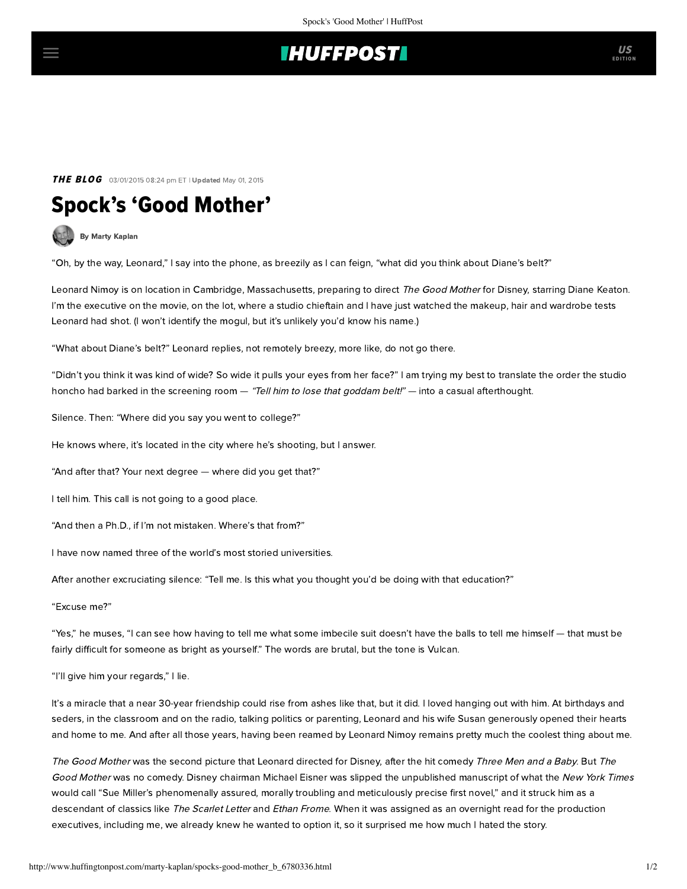**THE BLOG** 03/01/2015 08:24 pm ET | **Updated** May 01, 2015

# Spock's 'Good Mother'

By Marty Kaplan

"Oh, by the way, Leonard," I say into the phone, as breezily as I can feign, "what did you think about Diane's belt?"

Leonard Nimoy is on location in Cambridge, Massachusetts, preparing to direct *The Good Mother* for Disney, starring Diane Keaton. I'm the executive on the movie, on the lot, where a studio chieftain and I have just watched the makeup, hair and wardrobe tests Leonard had shot. (I won't identify the mogul, but it's unlikely you'd know his name.)

"What about Diane's belt?" Leonard replies, not remotely breezy, more like, do not go there.

"Didn't you think it was kind of wide? So wide it pulls your eyes from her face?" I am trying my best to translate the order the studio honcho had barked in the screening room — *"Tell him to lose that goddam belt!"* — into a casual afterthought.

Silence. Then: "Where did you say you went to college?"

He knows where, it's located in the city where he's shooting, but I answer.

"And after that? Your next degree — where did you get that?"

I tell him. This call is not going to a good place.

"And then a Ph.D., if I'm not mistaken. Where's that from?"

I have now named three of the world's most storied universities.

After another excruciating silence: "Tell me. Is this what you thought you'd be doing with that education?"

"Excuse me?"

"Yes," he muses, "I can see how having to tell me what some imbecile suit doesn't have the balls to tell me himself — that must be fairly difficult for someone as bright as yourself." The words are brutal, but the tone is Vulcan.

"I'll give him your regards," I lie.

It's a miracle that a near 30-year friendship could rise from ashes like that, but it did. I loved hanging out with him. At birthdays and seders, in the classroom and on the radio, talking politics or parenting, Leonard and his wife Susan generously opened their hearts and home to me. And after all those years, having been reamed by Leonard Nimoy remains pretty much the coolest thing about me.

*The Good Mother* was the second picture that Leonard directed for Disney, after the hit comedy *Three Men and a Baby*. But *The Good Mother* was no comedy. Disney chairman Michael Eisner was slipped the unpublished manuscript of what the *New York Times* would call "Sue Miller's phenomenally assured, morally troubling and meticulously precise first novel," and it struck him as a descendant of classics like *The Scarlet Letter* and *Ethan Frome*. When it was assigned as an overnight read for the production executives, including me, we already knew he wanted to option it, so it surprised me how much I hated the story.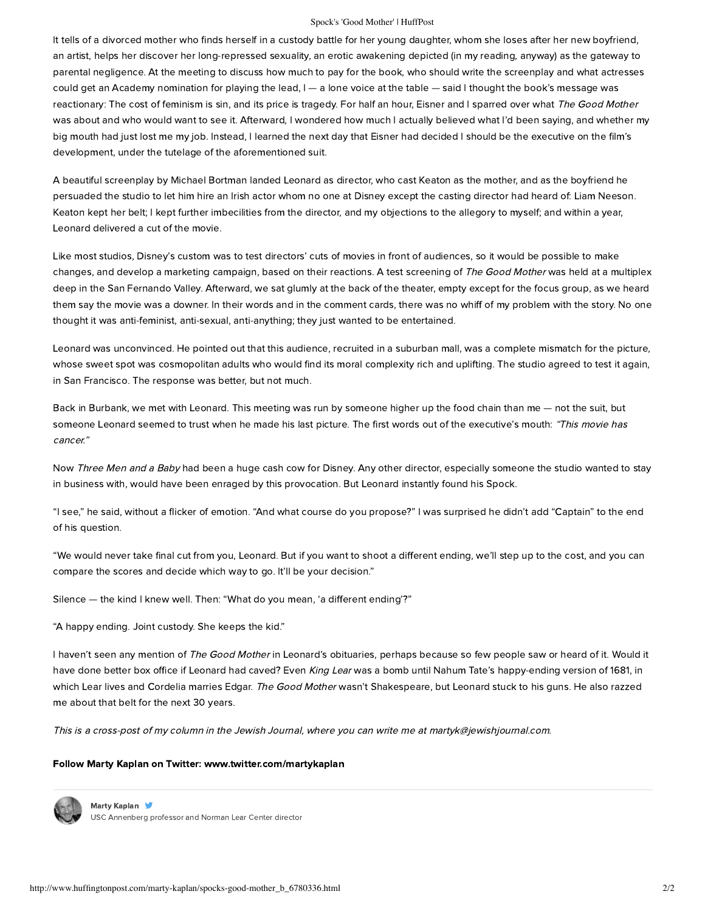It tells of a divorced mother who finds herself in a custody battle for her young daughter, whom she loses after her new boyfriend, an artist, helps her discover her long-repressed sexuality, an erotic awakening depicted (in my reading, anyway) as the gateway to parental negligence. At the meeting to discuss how much to pay for the book, who should write the screenplay and what actresses could get an Academy nomination for playing the lead, I — a lone voice at the table — said I thought the book's message was reactionary: The cost of feminism is sin, and its price is tragedy. For half an hour, Eisner and I sparred over what *The Good Mother* was about and who would want to see it. Afterward, I wondered how much I actually believed what I'd been saying, and whether my big mouth had just lost me my job. Instead, I learned the next day that Eisner had decided I should be the executive on the film's development, under the tutelage of the aforementioned suit.

A beautiful screenplay by Michael Bortman landed Leonard as director, who cast Keaton as the mother, and as the boyfriend he persuaded the studio to let him hire an Irish actor whom no one at Disney except the casting director had heard of: Liam Neeson. Keaton kept her belt; I kept further imbecilities from the director, and my objections to the allegory to myself; and within a year, Leonard delivered a cut of the movie.

Like most studios, Disney's custom was to test directors' cuts of movies in front of audiences, so it would be possible to make changes, and develop a marketing campaign, based on their reactions. A test screening of *The Good Mother* was held at a multiplex deep in the San Fernando Valley. Afterward, we sat glumly at the back of the theater, empty except for the focus group, as we heard them say the movie was a downer. In their words and in the comment cards, there was no whiff of my problem with the story. No one thought it was anti-feminist, anti-sexual, anti-anything; they just wanted to be entertained.

Leonard was unconvinced. He pointed out that this audience, recruited in a suburban mall, was a complete mismatch for the picture, whose sweet spot was cosmopolitan adults who would find its moral complexity rich and uplifting. The studio agreed to test it again, in San Francisco. The response was better, but not much.

Back in Burbank, we met with Leonard. This meeting was run by someone higher up the food chain than me — not the suit, but someone Leonard seemed to trust when he made his last picture. The first words out of the executive's mouth: *"This movie has cancer."*

Now *Three Men and a Baby* had been a huge cash cow for Disney. Any other director, especially someone the studio wanted to stay in business with, would have been enraged by this provocation. But Leonard instantly found his Spock.

"I see," he said, without a flicker of emotion. "And what course do you propose?" I was surprised he didn't add "Captain" to the end of his question.

"We would never take final cut from you, Leonard. But if you want to shoot a different ending, we'll step up to the cost, and you can compare the scores and decide which way to go. It'll be your decision."

Silence — the kind I knew well. Then: "What do you mean, 'a different ending'?"

"A happy ending. Joint custody. She keeps the kid."

I haven't seen any mention of *The Good Mother* in Leonard's obituaries, perhaps because so few people saw or heard of it. Would it have done better box office if Leonard had caved? Even *King Lear* was a bomb until Nahum Tate's happy-ending version of 1681, in which Lear lives and Cordelia marries Edgar. *The Good Mother* wasn't Shakespeare, but Leonard stuck to his guns. He also razzed me about that belt for the next 30 years.

*This is a cross-post of my column in the Jewish Journal, where you can write me at martyk@jewishjournal.com.*

**Follow Marty Kaplan on Twitter: www.twitter.com/martykaplan**

**Marty Kaplan**
USC Annenberg professor and Norman Lear Center director